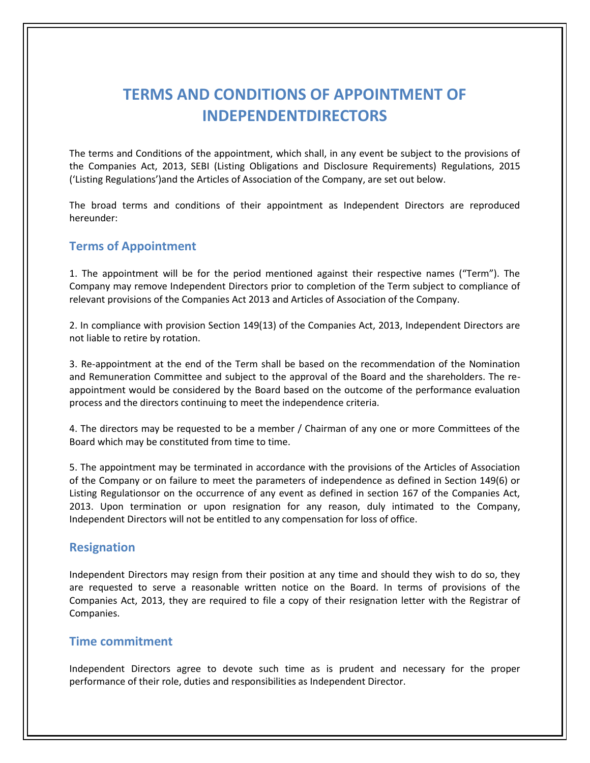# TERMS AND CONDITIONS OF APPOINTMENT OF INDEPENDENTDIRECTORS

The terms and Conditions of the appointment, which shall, in any event be subject to the provisions of the Companies Act, 2013, SEBI (Listing Obligations and Disclosure Requirements) Regulations, 2015 ('Listing Regulations')and the Articles of Association of the Company, are set out below.

The broad terms and conditions of their appointment as Independent Directors are reproduced hereunder:

## Terms of Appointment

1. The appointment will be for the period mentioned against their respective names ("Term"). The Company may remove Independent Directors prior to completion of the Term subject to compliance of relevant provisions of the Companies Act 2013 and Articles of Association of the Company.

2. In compliance with provision Section 149(13) of the Companies Act, 2013, Independent Directors are not liable to retire by rotation.

3. Re-appointment at the end of the Term shall be based on the recommendation of the Nomination and Remuneration Committee and subject to the approval of the Board and the shareholders. The re-appointment would be considered by the Board based on the outcome of the performance evaluation process and the directors continuing to meet the independence criteria.

4. The directors may be requested to be a member / Chairman of any one or more Committees of the Board which may be constituted from time to time.

5. The appointment may be terminated in accordance with the provisions of the Articles of Association of the Company or on failure to meet the parameters of independence as defined in Section 149(6) or Listing Regulationsor on the occurrence of any event as defined in section 167 of the Companies Act, 2013. Upon termination or upon resignation for any reason, duly intimated to the Company, Independent Directors will not be entitled to any compensation for loss of office.

## Resignation

Independent Directors may resign from their position at any time and should they wish to do so, they are requested to serve a reasonable written notice on the Board. In terms of provisions of the Companies Act, 2013, they are required to file a copy of their resignation letter with the Registrar of Companies.

## Time commitment

Independent Directors agree to devote such time as is prudent and necessary for the proper performance of their role, duties and responsibilities as Independent Director.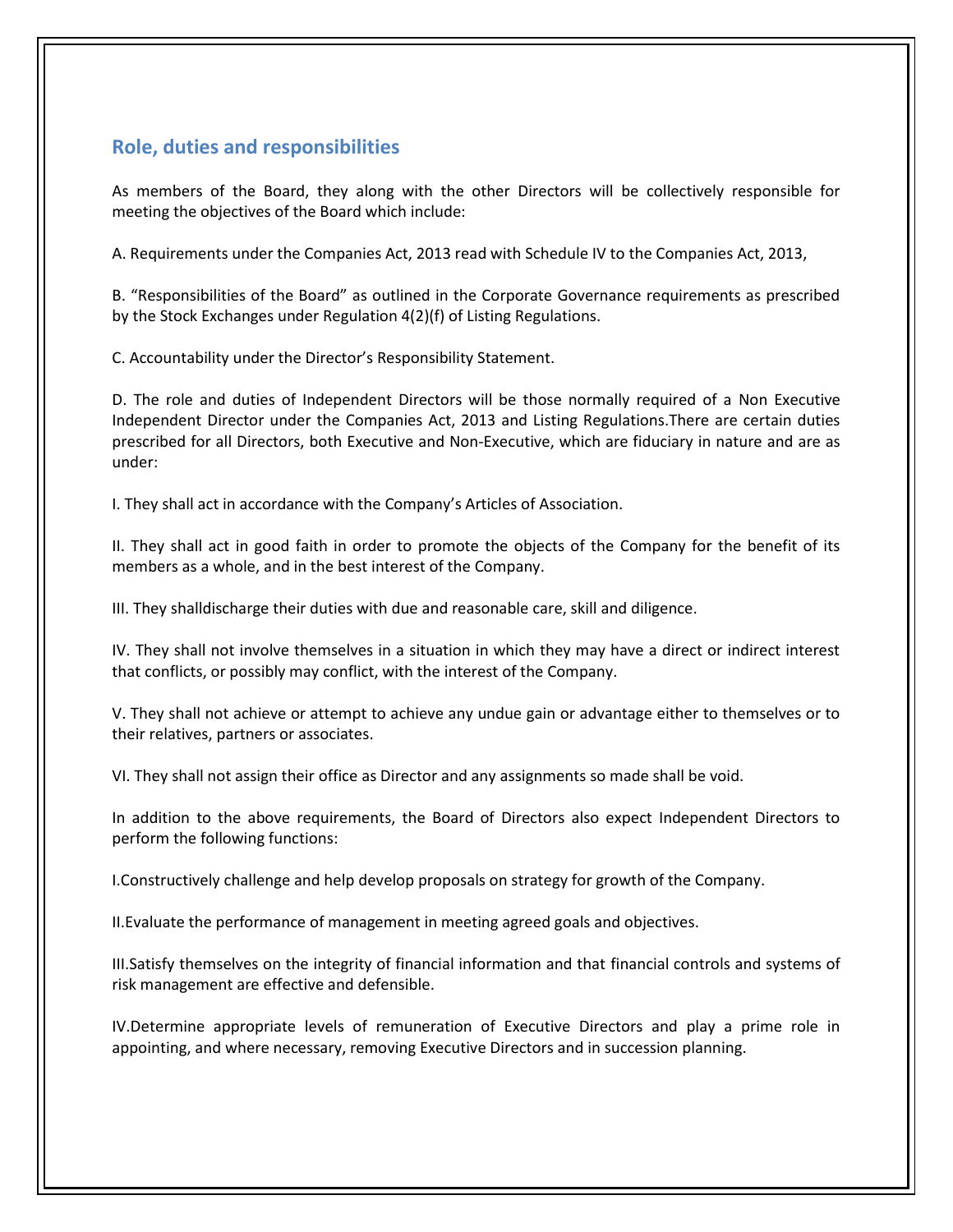## Role, duties and responsibilities

As members of the Board, they along with the other Directors will be collectively responsible for meeting the objectives of the Board which include:

A. Requirements under the Companies Act, 2013 read with Schedule IV to the Companies Act, 2013,

B. "Responsibilities of the Board" as outlined in the Corporate Governance requirements as prescribed by the Stock Exchanges under Regulation 4(2)(f) of Listing Regulations.

C. Accountability under the Director's Responsibility Statement.

D. The role and duties of Independent Directors will be those normally required of a Non Executive Independent Director under the Companies Act, 2013 and Listing Regulations.There are certain duties prescribed for all Directors, both Executive and Non-Executive, which are fiduciary in nature and are as under:

I. They shall act in accordance with the Company's Articles of Association.

II. They shall act in good faith in order to promote the objects of the Company for the benefit of its members as a whole, and in the best interest of the Company.

III. They shalldischarge their duties with due and reasonable care, skill and diligence.

IV. They shall not involve themselves in a situation in which they may have a direct or indirect interest that conflicts, or possibly may conflict, with the interest of the Company.

V. They shall not achieve or attempt to achieve any undue gain or advantage either to themselves or to their relatives, partners or associates.

VI. They shall not assign their office as Director and any assignments so made shall be void.

In addition to the above requirements, the Board of Directors also expect Independent Directors to perform the following functions:

I.Constructively challenge and help develop proposals on strategy for growth of the Company.

II.Evaluate the performance of management in meeting agreed goals and objectives.

III.Satisfy themselves on the integrity of financial information and that financial controls and systems of risk management are effective and defensible.

IV.Determine appropriate levels of remuneration of Executive Directors and play a prime role in appointing, and where necessary, removing Executive Directors and in succession planning.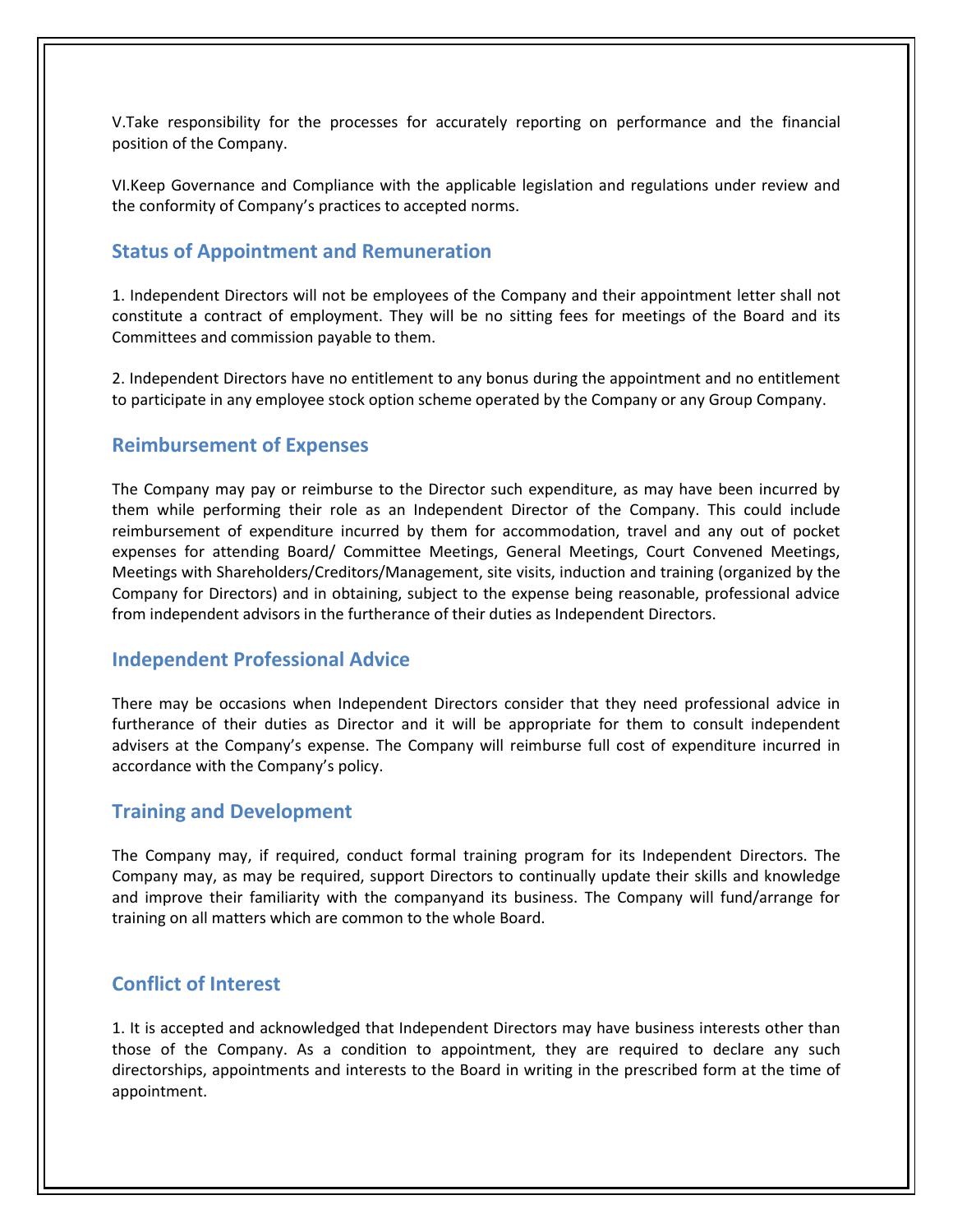V.Take responsibility for the processes for accurately reporting on performance and the financial position of the Company.

VI.Keep Governance and Compliance with the applicable legislation and regulations under review and the conformity of Company's practices to accepted norms.

## Status of Appointment and Remuneration

1. Independent Directors will not be employees of the Company and their appointment letter shall not constitute a contract of employment. They will be no sitting fees for meetings of the Board and its Committees and commission payable to them.

2. Independent Directors have no entitlement to any bonus during the appointment and no entitlement to participate in any employee stock option scheme operated by the Company or any Group Company.

## Reimbursement of Expenses

The Company may pay or reimburse to the Director such expenditure, as may have been incurred by them while performing their role as an Independent Director of the Company. This could include reimbursement of expenditure incurred by them for accommodation, travel and any out of pocket expenses for attending Board/ Committee Meetings, General Meetings, Court Convened Meetings, Meetings with Shareholders/Creditors/Management, site visits, induction and training (organized by the Company for Directors) and in obtaining, subject to the expense being reasonable, professional advice from independent advisors in the furtherance of their duties as Independent Directors.

## Independent Professional Advice

There may be occasions when Independent Directors consider that they need professional advice in furtherance of their duties as Director and it will be appropriate for them to consult independent advisers at the Company's expense. The Company will reimburse full cost of expenditure incurred in accordance with the Company's policy.

## Training and Development

The Company may, if required, conduct formal training program for its Independent Directors. The Company may, as may be required, support Directors to continually update their skills and knowledge and improve their familiarity with the companyand its business. The Company will fund/arrange for training on all matters which are common to the whole Board.

## Conflict of Interest

1. It is accepted and acknowledged that Independent Directors may have business interests other than those of the Company. As a condition to appointment, they are required to declare any such directorships, appointments and interests to the Board in writing in the prescribed form at the time of appointment.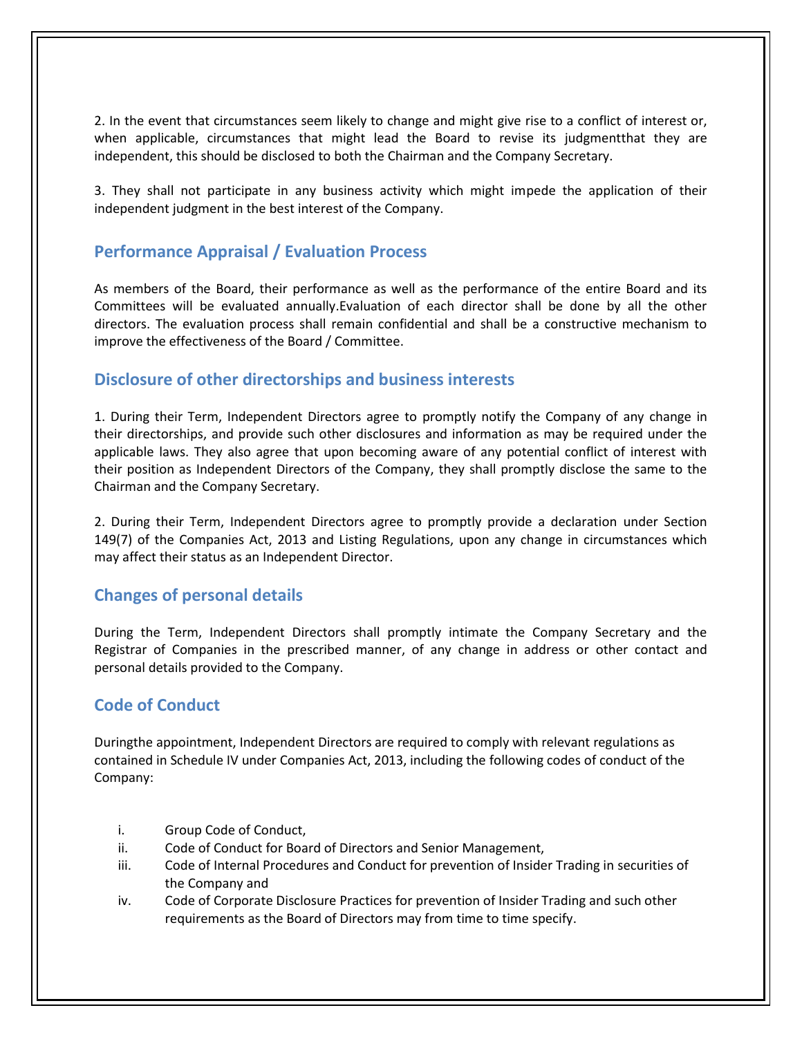2. In the event that circumstances seem likely to change and might give rise to a conflict of interest or, when applicable, circumstances that might lead the Board to revise its judgmentthat they are independent, this should be disclosed to both the Chairman and the Company Secretary.

3. They shall not participate in any business activity which might impede the application of their independent judgment in the best interest of the Company.

## Performance Appraisal / Evaluation Process

As members of the Board, their performance as well as the performance of the entire Board and its Committees will be evaluated annually.Evaluation of each director shall be done by all the other directors. The evaluation process shall remain confidential and shall be a constructive mechanism to improve the effectiveness of the Board / Committee.

## Disclosure of other directorships and business interests

1. During their Term, Independent Directors agree to promptly notify the Company of any change in their directorships, and provide such other disclosures and information as may be required under the applicable laws. They also agree that upon becoming aware of any potential conflict of interest with their position as Independent Directors of the Company, they shall promptly disclose the same to the Chairman and the Company Secretary.

2. During their Term, Independent Directors agree to promptly provide a declaration under Section 149(7) of the Companies Act, 2013 and Listing Regulations, upon any change in circumstances which may affect their status as an Independent Director.

## Changes of personal details

During the Term, Independent Directors shall promptly intimate the Company Secretary and the Registrar of Companies in the prescribed manner, of any change in address or other contact and personal details provided to the Company.

## Code of Conduct

Duringthe appointment, Independent Directors are required to comply with relevant regulations as contained in Schedule IV under Companies Act, 2013, including the following codes of conduct of the Company:

i. Group Code of Conduct,
ii. Code of Conduct for Board of Directors and Senior Management,
iii. Code of Internal Procedures and Conduct for prevention of Insider Trading in securities of the Company and
iv. Code of Corporate Disclosure Practices for prevention of Insider Trading and such other requirements as the Board of Directors may from time to time specify.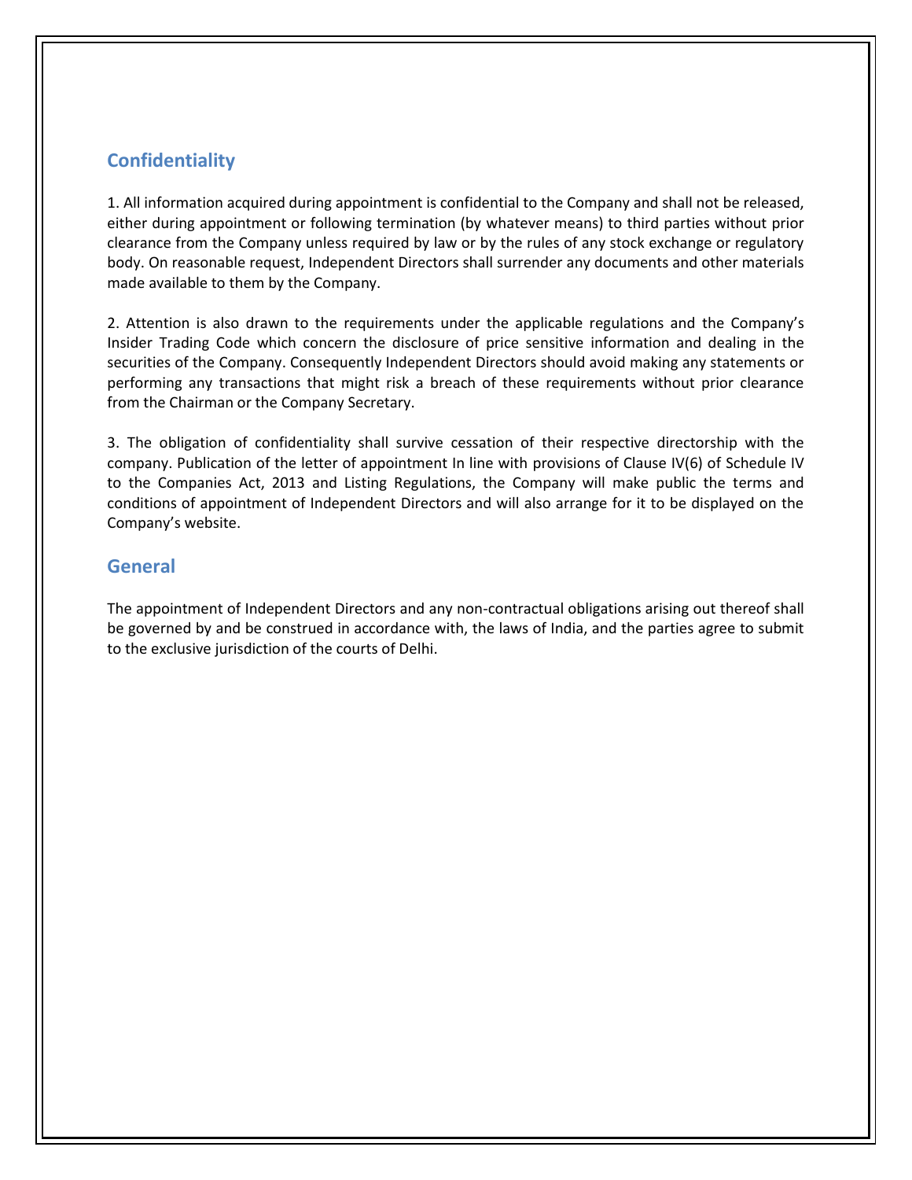## Confidentiality

1. All information acquired during appointment is confidential to the Company and shall not be released, either during appointment or following termination (by whatever means) to third parties without prior clearance from the Company unless required by law or by the rules of any stock exchange or regulatory body. On reasonable request, Independent Directors shall surrender any documents and other materials made available to them by the Company.

2. Attention is also drawn to the requirements under the applicable regulations and the Company's Insider Trading Code which concern the disclosure of price sensitive information and dealing in the securities of the Company. Consequently Independent Directors should avoid making any statements or performing any transactions that might risk a breach of these requirements without prior clearance from the Chairman or the Company Secretary.

3. The obligation of confidentiality shall survive cessation of their respective directorship with the company. Publication of the letter of appointment In line with provisions of Clause IV(6) of Schedule IV to the Companies Act, 2013 and Listing Regulations, the Company will make public the terms and conditions of appointment of Independent Directors and will also arrange for it to be displayed on the Company's website.

## General

The appointment of Independent Directors and any non-contractual obligations arising out thereof shall be governed by and be construed in accordance with, the laws of India, and the parties agree to submit to the exclusive jurisdiction of the courts of Delhi.